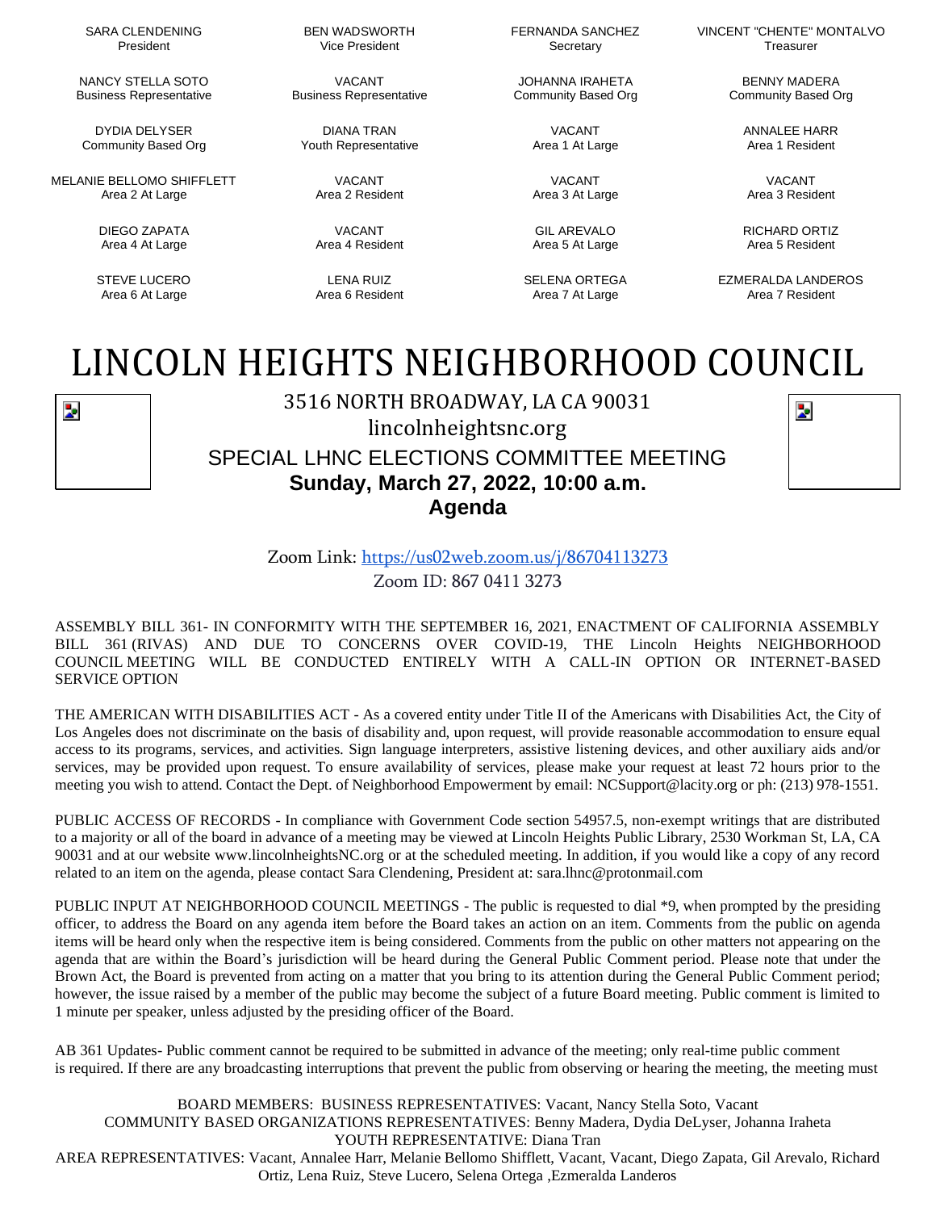| | | | |
|---|---|---|---|
| SARA CLENDENING<br>President | BEN WADSWORTH<br>Vice President | FERNANDA SANCHEZ<br>Secretary | VINCENT "CHENTE" MONTALVO<br>Treasurer |
| NANCY STELLA SOTO<br>Business Representative | VACANT<br>Business Representative | JOHANNA IRAHETA<br>Community Based Org | BENNY MADERA<br>Community Based Org |
| DYDIA DELYSER<br>Community Based Org | DIANA TRAN<br>Youth Representative | VACANT<br>Area 1 At Large | ANNALEE HARR<br>Area 1 Resident |
| MELANIE BELLOMO SHIFFLETT<br>Area 2 At Large | VACANT<br>Area 2 Resident | VACANT<br>Area 3 At Large | VACANT<br>Area 3 Resident |
| DIEGO ZAPATA<br>Area 4 At Large | VACANT<br>Area 4 Resident | GIL AREVALO<br>Area 5 At Large | RICHARD ORTIZ<br>Area 5 Resident |
| STEVE LUCERO<br>Area 6 At Large | LENA RUIZ<br>Area 6 Resident | SELENA ORTEGA<br>Area 7 At Large | EZMERALDA LANDEROS<br>Area 7 Resident |

# LINCOLN HEIGHTS NEIGHBORHOOD COUNCIL

3516 NORTH BROADWAY, LA CA 90031

lincolnheightsnc.org

SPECIAL LHNC ELECTIONS COMMITTEE MEETING

**Sunday, March 27, 2022, 10:00 a.m.**

**Agenda**

Zoom Link: https://us02web.zoom.us/j/86704113273

Zoom ID: 867 0411 3273

ASSEMBLY BILL 361- IN CONFORMITY WITH THE SEPTEMBER 16, 2021, ENACTMENT OF CALIFORNIA ASSEMBLY BILL 361 (RIVAS) AND DUE TO CONCERNS OVER COVID-19, THE Lincoln Heights NEIGHBORHOOD COUNCIL MEETING WILL BE CONDUCTED ENTIRELY WITH A CALL-IN OPTION OR INTERNET-BASED SERVICE OPTION

THE AMERICAN WITH DISABILITIES ACT - As a covered entity under Title II of the Americans with Disabilities Act, the City of Los Angeles does not discriminate on the basis of disability and, upon request, will provide reasonable accommodation to ensure equal access to its programs, services, and activities. Sign language interpreters, assistive listening devices, and other auxiliary aids and/or services, may be provided upon request. To ensure availability of services, please make your request at least 72 hours prior to the meeting you wish to attend. Contact the Dept. of Neighborhood Empowerment by email: NCSupport@lacity.org or ph: (213) 978-1551.

PUBLIC ACCESS OF RECORDS - In compliance with Government Code section 54957.5, non-exempt writings that are distributed to a majority or all of the board in advance of a meeting may be viewed at Lincoln Heights Public Library, 2530 Workman St, LA, CA 90031 and at our website www.lincolnheightsNC.org or at the scheduled meeting. In addition, if you would like a copy of any record related to an item on the agenda, please contact Sara Clendening, President at: sara.lhnc@protonmail.com

PUBLIC INPUT AT NEIGHBORHOOD COUNCIL MEETINGS - The public is requested to dial *9, when prompted by the presiding officer, to address the Board on any agenda item before the Board takes an action on an item. Comments from the public on agenda items will be heard only when the respective item is being considered. Comments from the public on other matters not appearing on the agenda that are within the Board's jurisdiction will be heard during the General Public Comment period. Please note that under the Brown Act, the Board is prevented from acting on a matter that you bring to its attention during the General Public Comment period; however, the issue raised by a member of the public may become the subject of a future Board meeting. Public comment is limited to 1 minute per speaker, unless adjusted by the presiding officer of the Board.

AB 361 Updates- Public comment cannot be required to be submitted in advance of the meeting; only real-time public comment is required. If there are any broadcasting interruptions that prevent the public from observing or hearing the meeting, the meeting must

BOARD MEMBERS: BUSINESS REPRESENTATIVES: Vacant, Nancy Stella Soto, Vacant
COMMUNITY BASED ORGANIZATIONS REPRESENTATIVES: Benny Madera, Dydia DeLyser, Johanna Iraheta
YOUTH REPRESENTATIVE: Diana Tran
AREA REPRESENTATIVES: Vacant, Annalee Harr, Melanie Bellomo Shifflett, Vacant, Vacant, Diego Zapata, Gil Arevalo, Richard Ortiz, Lena Ruiz, Steve Lucero, Selena Ortega ,Ezmeralda Landeros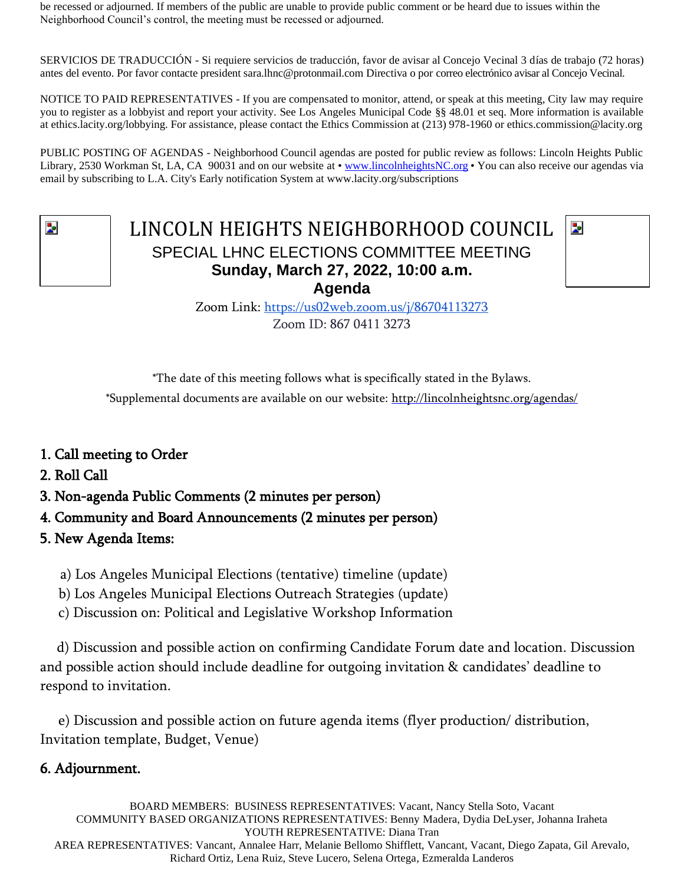be recessed or adjourned. If members of the public are unable to provide public comment or be heard due to issues within the Neighborhood Council's control, the meeting must be recessed or adjourned.

SERVICIOS DE TRADUCCIÓN - Si requiere servicios de traducción, favor de avisar al Concejo Vecinal 3 días de trabajo (72 horas) antes del evento. Por favor contacte president sara.lhnc@protonmail.com Directiva o por correo electrónico avisar al Concejo Vecinal.

NOTICE TO PAID REPRESENTATIVES - If you are compensated to monitor, attend, or speak at this meeting, City law may require you to register as a lobbyist and report your activity. See Los Angeles Municipal Code §§ 48.01 et seq. More information is available at ethics.lacity.org/lobbying. For assistance, please contact the Ethics Commission at (213) 978-1960 or ethics.commission@lacity.org

PUBLIC POSTING OF AGENDAS - Neighborhood Council agendas are posted for public review as follows: Lincoln Heights Public Library, 2530 Workman St, LA, CA 90031 and on our website at • [www.lincolnheightsNC.org](http://www.lincolnheightsNC.org) • You can also receive our agendas via email by subscribing to L.A. City's Early notification System at www.lacity.org/subscriptions

# LINCOLN HEIGHTS NEIGHBORHOOD COUNCIL

## SPECIAL LHNC ELECTIONS COMMITTEE MEETING

**Sunday, March 27, 2022, 10:00 a.m.**

**Agenda**

Zoom Link: [https://us02web.zoom.us/j/86704113273](https://us02web.zoom.us/j/86704113273)

Zoom ID: 867 0411 3273

*The date of this meeting follows what is specifically stated in the Bylaws.

*Supplemental documents are available on our website: [http://lincolnheightsnc.org/agendas/](http://lincolnheightsnc.org/agendas/)

**1. Call meeting to Order**

**2. Roll Call**

**3. Non-agenda Public Comments (2 minutes per person)**

**4. Community and Board Announcements (2 minutes per person)**

**5. New Agenda Items:**

a) Los Angeles Municipal Elections (tentative) timeline (update)

b) Los Angeles Municipal Elections Outreach Strategies (update)

c) Discussion on: Political and Legislative Workshop Information

d) Discussion and possible action on confirming Candidate Forum date and location. Discussion and possible action should include deadline for outgoing invitation & candidates' deadline to respond to invitation.

e) Discussion and possible action on future agenda items (flyer production/ distribution, Invitation template, Budget, Venue)

**6. Adjournment.**

BOARD MEMBERS: BUSINESS REPRESENTATIVES: Vacant, Nancy Stella Soto, Vacant
COMMUNITY BASED ORGANIZATIONS REPRESENTATIVES: Benny Madera, Dydia DeLyser, Johanna Iraheta
YOUTH REPRESENTATIVE: Diana Tran
AREA REPRESENTATIVES: Vancant, Annalee Harr, Melanie Bellomo Shifflett, Vancant, Vacant, Vacant, Diego Zapata, Gil Arevalo, Richard Ortiz, Lena Ruiz, Steve Lucero, Selena Ortega, Ezmeralda Landeros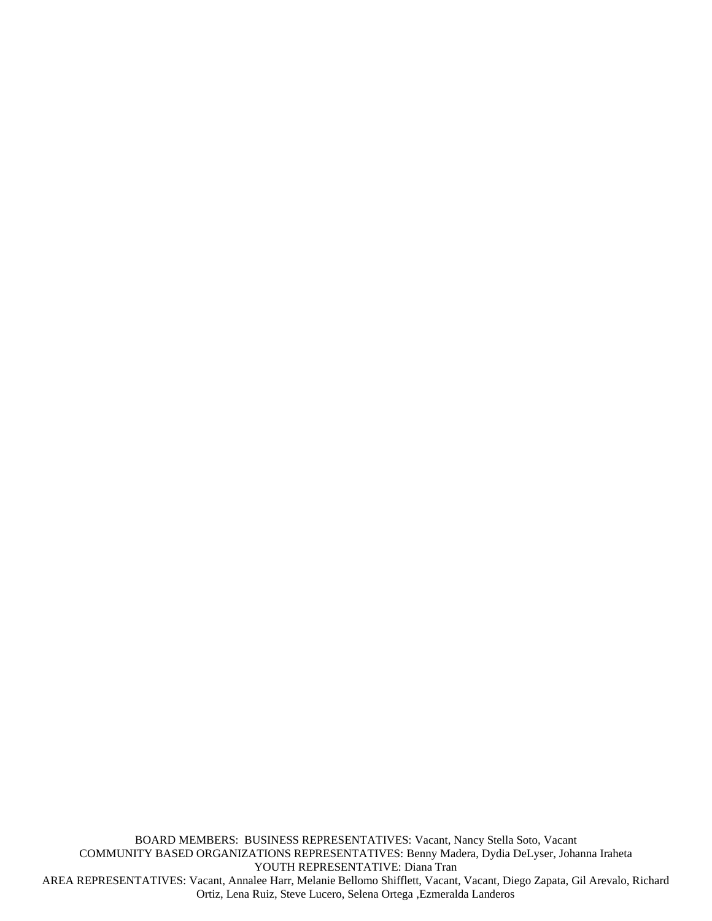BOARD MEMBERS: BUSINESS REPRESENTATIVES: Vacant, Nancy Stella Soto, Vacant
COMMUNITY BASED ORGANIZATIONS REPRESENTATIVES: Benny Madera, Dydia DeLyser, Johanna Iraheta
YOUTH REPRESENTATIVE: Diana Tran
AREA REPRESENTATIVES: Vacant, Annalee Harr, Melanie Bellomo Shifflett, Vacant, Vacant, Diego Zapata, Gil Arevalo, Richard Ortiz, Lena Ruiz, Steve Lucero, Selena Ortega ,Ezmeralda Landeros